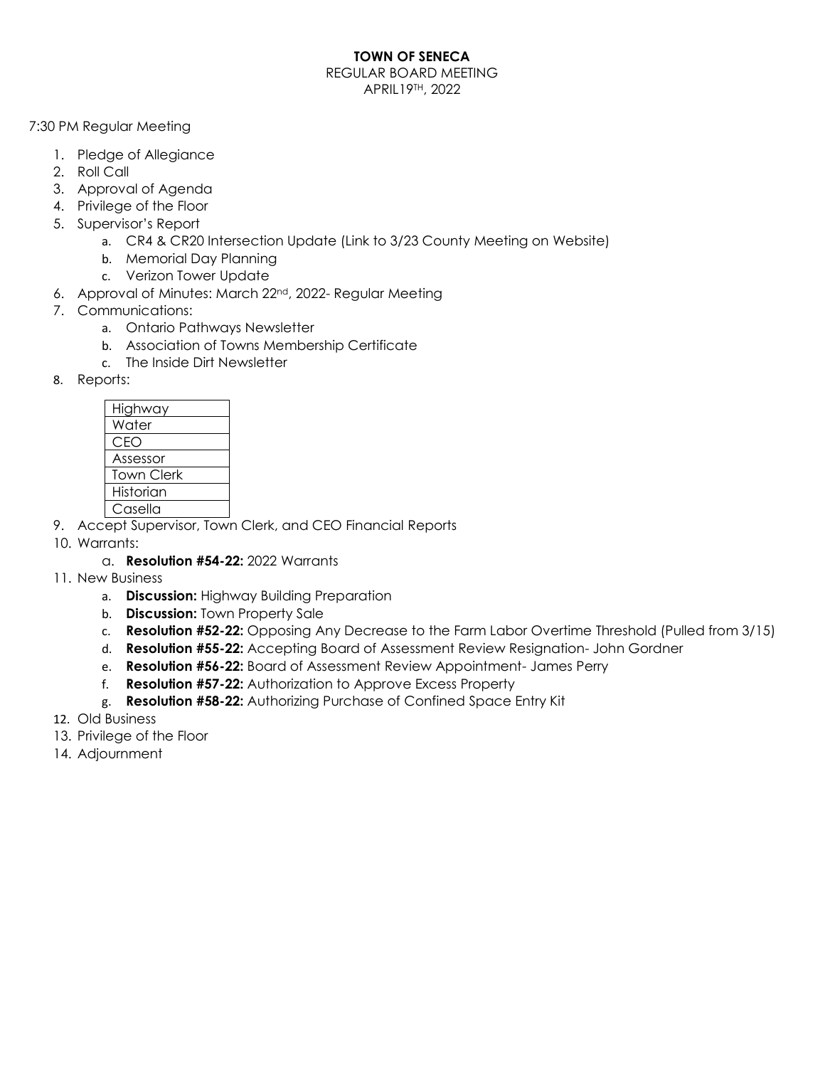**TOWN OF SENECA**

REGULAR BOARD MEETING

APRIL19TH, 2022

7:30 PM Regular Meeting

1. Pledge of Allegiance
2. Roll Call
3. Approval of Agenda
4. Privilege of the Floor
5. Supervisor's Report
    a. CR4 & CR20 Intersection Update (Link to 3/23 County Meeting on Website)
    b. Memorial Day Planning
    c. Verizon Tower Update
6. Approval of Minutes: March 22nd, 2022- Regular Meeting
7. Communications:
    a. Ontario Pathways Newsletter
    b. Association of Towns Membership Certificate
    c. The Inside Dirt Newsletter
8. Reports:

| Highway |
|---|
| Water |
| CEO |
| Assessor |
| Town Clerk |
| Historian |
| Casella |

9. Accept Supervisor, Town Clerk, and CEO Financial Reports
10. Warrants:
    a. **Resolution #54-22:** 2022 Warrants
11. New Business
    a. **Discussion:** Highway Building Preparation
    b. **Discussion:** Town Property Sale
    c. **Resolution #52-22:** Opposing Any Decrease to the Farm Labor Overtime Threshold (Pulled from 3/15)
    d. **Resolution #55-22:** Accepting Board of Assessment Review Resignation- John Gordner
    e. **Resolution #56-22:** Board of Assessment Review Appointment- James Perry
    f. **Resolution #57-22:** Authorization to Approve Excess Property
    g. **Resolution #58-22:** Authorizing Purchase of Confined Space Entry Kit
12. Old Business
13. Privilege of the Floor
14. Adjournment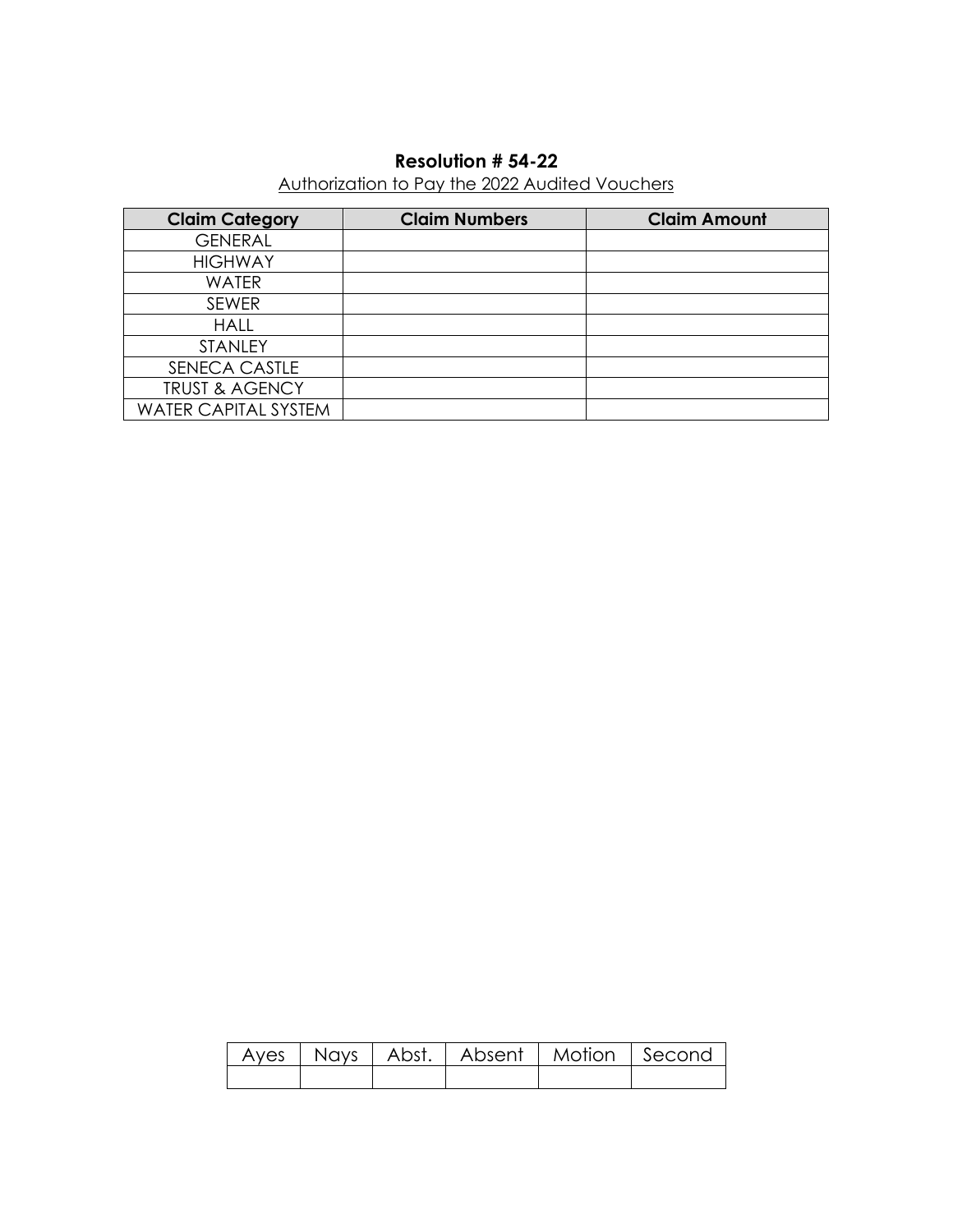**Resolution # 54-22**

Authorization to Pay the 2022 Audited Vouchers

| Claim Category | Claim Numbers | Claim Amount |
| --- | --- | --- |
| GENERAL | | |
| HIGHWAY | | |
| WATER | | |
| SEWER | | |
| HALL | | |
| STANLEY | | |
| SENECA CASTLE | | |
| TRUST & AGENCY | | |
| WATER CAPITAL SYSTEM | | |

| Ayes | Nays | Abst. | Absent | Motion | Second |
| --- | --- | --- | --- | --- | --- |
| | | | | | |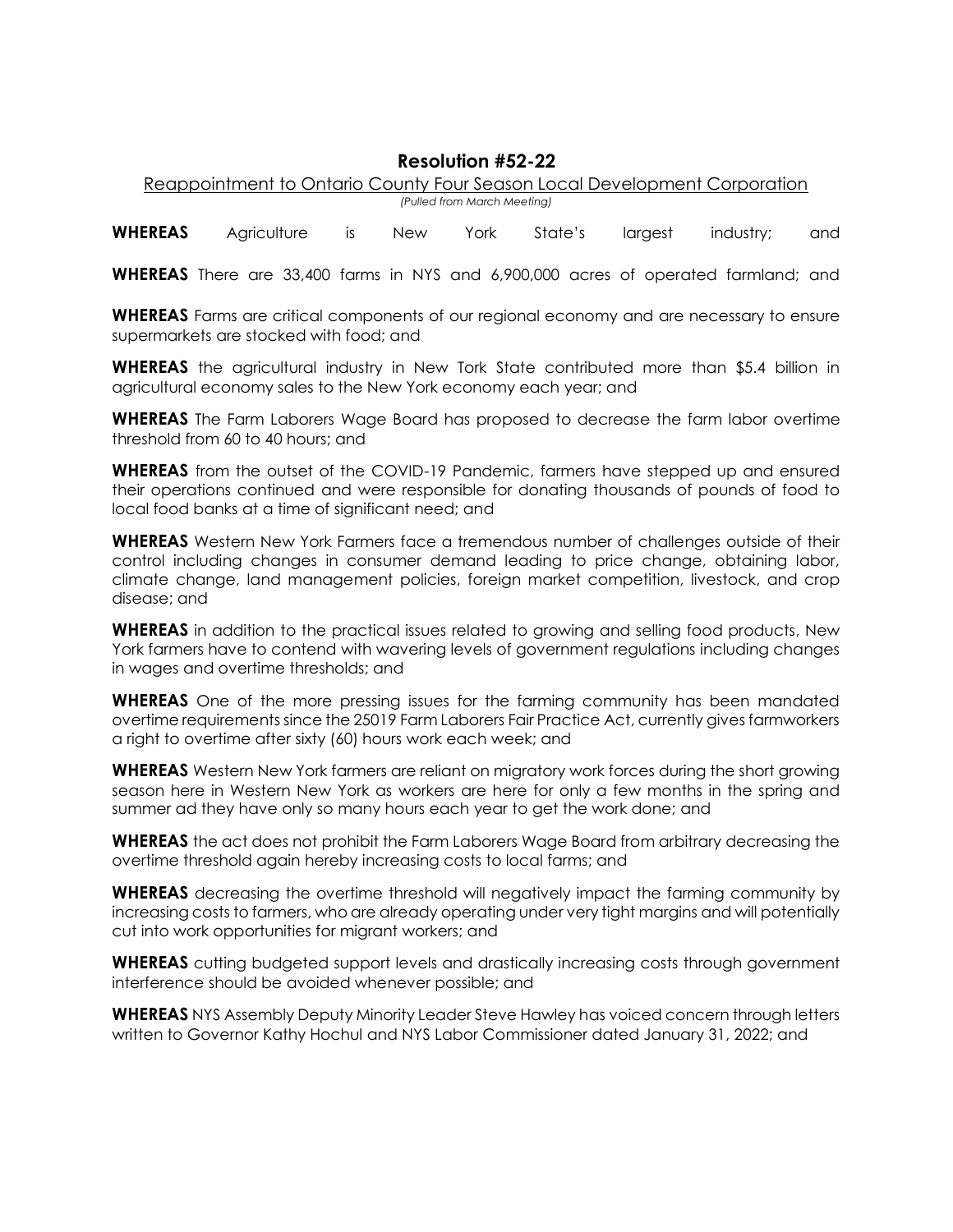## Resolution #52-22

Reappointment to Ontario County Four Season Local Development Corporation

*(Pulled from March Meeting)*

**WHEREAS** Agriculture is New York State's largest industry; and

**WHEREAS** There are 33,400 farms in NYS and 6,900,000 acres of operated farmland; and

**WHEREAS** Farms are critical components of our regional economy and are necessary to ensure supermarkets are stocked with food; and

**WHEREAS** the agricultural industry in New Tork State contributed more than $5.4 billion in agricultural economy sales to the New York economy each year; and

**WHEREAS** The Farm Laborers Wage Board has proposed to decrease the farm labor overtime threshold from 60 to 40 hours; and

**WHEREAS** from the outset of the COVID-19 Pandemic, farmers have stepped up and ensured their operations continued and were responsible for donating thousands of pounds of food to local food banks at a time of significant need; and

**WHEREAS** Western New York Farmers face a tremendous number of challenges outside of their control including changes in consumer demand leading to price change, obtaining labor, climate change, land management policies, foreign market competition, livestock, and crop disease; and

**WHEREAS** in addition to the practical issues related to growing and selling food products, New York farmers have to contend with wavering levels of government regulations including changes in wages and overtime thresholds; and

**WHEREAS** One of the more pressing issues for the farming community has been mandated overtime requirements since the 25019 Farm Laborers Fair Practice Act, currently gives farmworkers a right to overtime after sixty (60) hours work each week; and

**WHEREAS** Western New York farmers are reliant on migratory work forces during the short growing season here in Western New York as workers are here for only a few months in the spring and summer ad they have only so many hours each year to get the work done; and

**WHEREAS** the act does not prohibit the Farm Laborers Wage Board from arbitrary decreasing the overtime threshold again hereby increasing costs to local farms; and

**WHEREAS** decreasing the overtime threshold will negatively impact the farming community by increasing costs to farmers, who are already operating under very tight margins and will potentially cut into work opportunities for migrant workers; and

**WHEREAS** cutting budgeted support levels and drastically increasing costs through government interference should be avoided whenever possible; and

**WHEREAS** NYS Assembly Deputy Minority Leader Steve Hawley has voiced concern through letters written to Governor Kathy Hochul and NYS Labor Commissioner dated January 31, 2022; and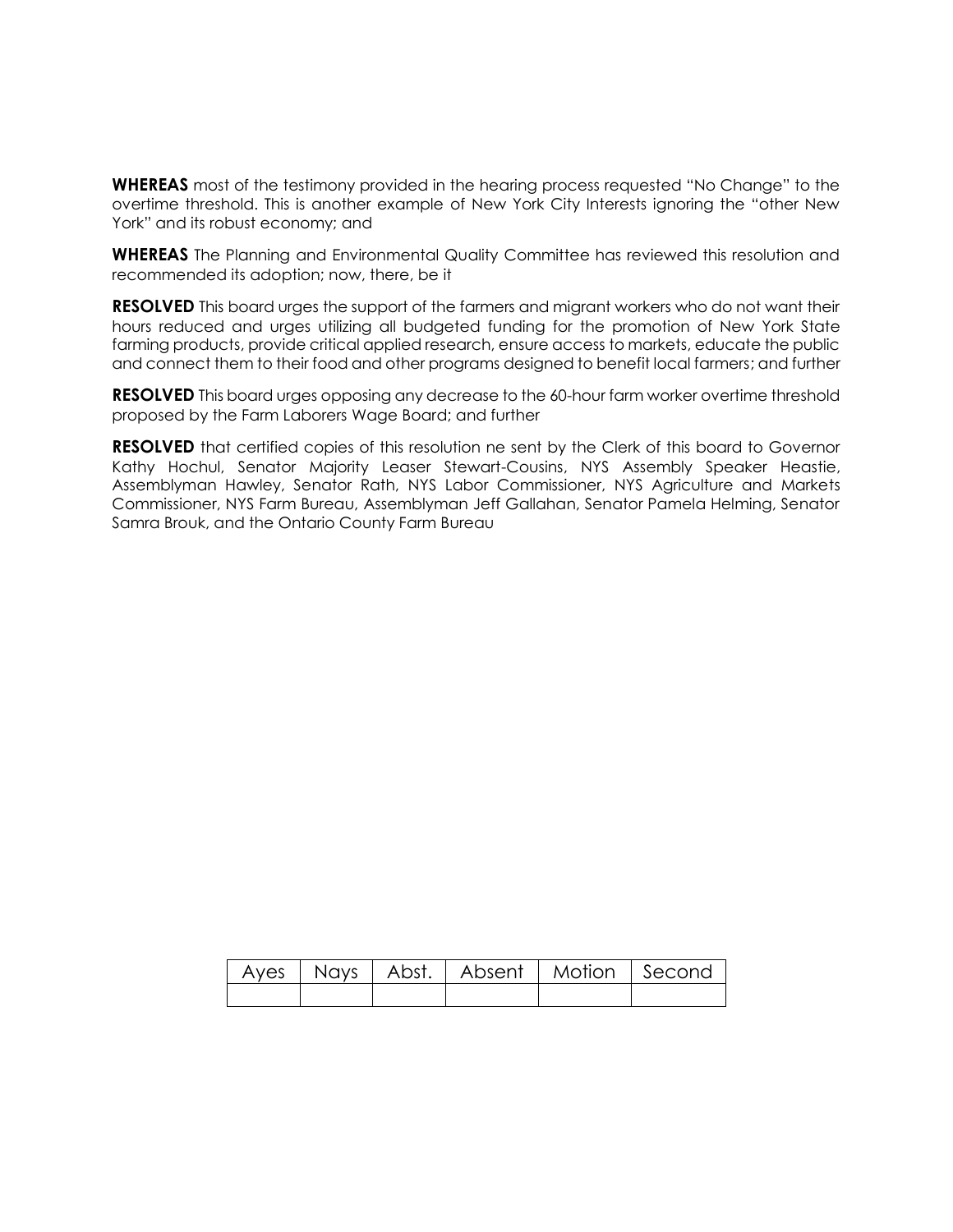**WHEREAS** most of the testimony provided in the hearing process requested "No Change" to the overtime threshold. This is another example of New York City Interests ignoring the "other New York" and its robust economy; and

**WHEREAS** The Planning and Environmental Quality Committee has reviewed this resolution and recommended its adoption; now, there, be it

**RESOLVED** This board urges the support of the farmers and migrant workers who do not want their hours reduced and urges utilizing all budgeted funding for the promotion of New York State farming products, provide critical applied research, ensure access to markets, educate the public and connect them to their food and other programs designed to benefit local farmers; and further

**RESOLVED** This board urges opposing any decrease to the 60-hour farm worker overtime threshold proposed by the Farm Laborers Wage Board; and further

**RESOLVED** that certified copies of this resolution ne sent by the Clerk of this board to Governor Kathy Hochul, Senator Majority Leaser Stewart-Cousins, NYS Assembly Speaker Heastie, Assemblyman Hawley, Senator Rath, NYS Labor Commissioner, NYS Agriculture and Markets Commissioner, NYS Farm Bureau, Assemblyman Jeff Gallahan, Senator Pamela Helming, Senator Samra Brouk, and the Ontario County Farm Bureau

| Ayes | Nays | Abst. | Absent | Motion | Second |
|---|---|---|---|---|---|
| | | | | | |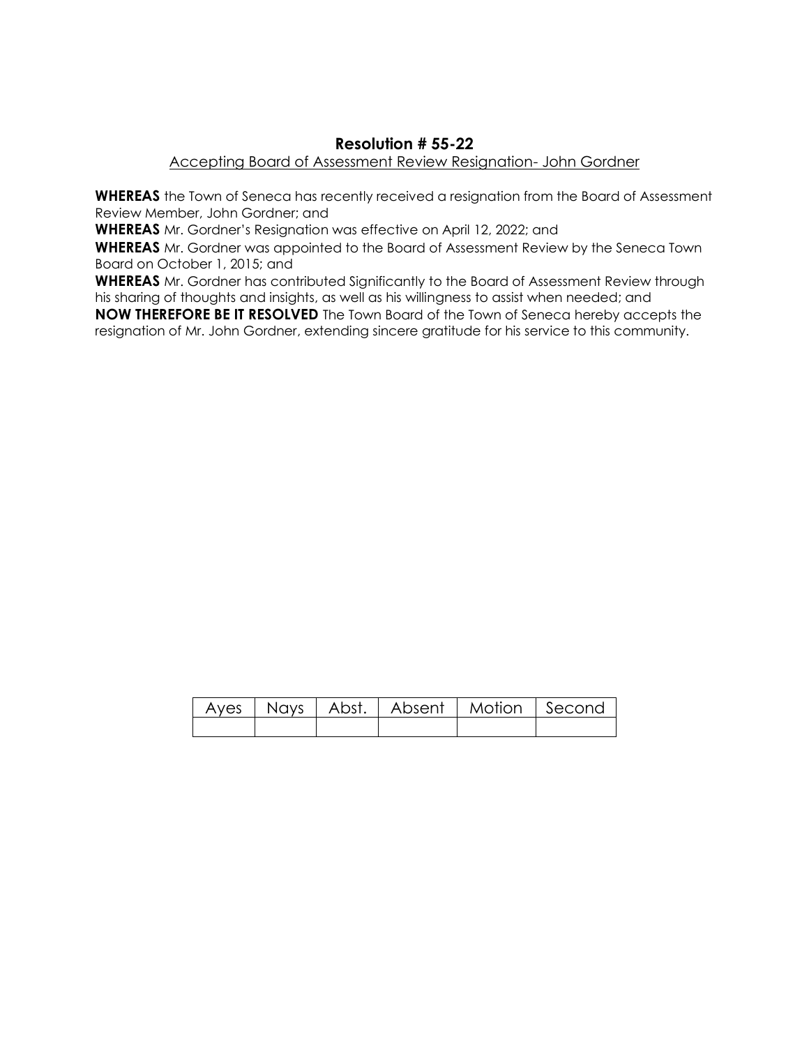## Resolution # 55-22

Accepting Board of Assessment Review Resignation- John Gordner

**WHEREAS** the Town of Seneca has recently received a resignation from the Board of Assessment Review Member, John Gordner; and

**WHEREAS** Mr. Gordner's Resignation was effective on April 12, 2022; and

**WHEREAS** Mr. Gordner was appointed to the Board of Assessment Review by the Seneca Town Board on October 1, 2015; and

**WHEREAS** Mr. Gordner has contributed Significantly to the Board of Assessment Review through his sharing of thoughts and insights, as well as his willingness to assist when needed; and

**NOW THEREFORE BE IT RESOLVED** The Town Board of the Town of Seneca hereby accepts the resignation of Mr. John Gordner, extending sincere gratitude for his service to this community.

| Ayes | Nays | Abst. | Absent | Motion | Second |
| --- | --- | --- | --- | --- | --- |
| | | | | | |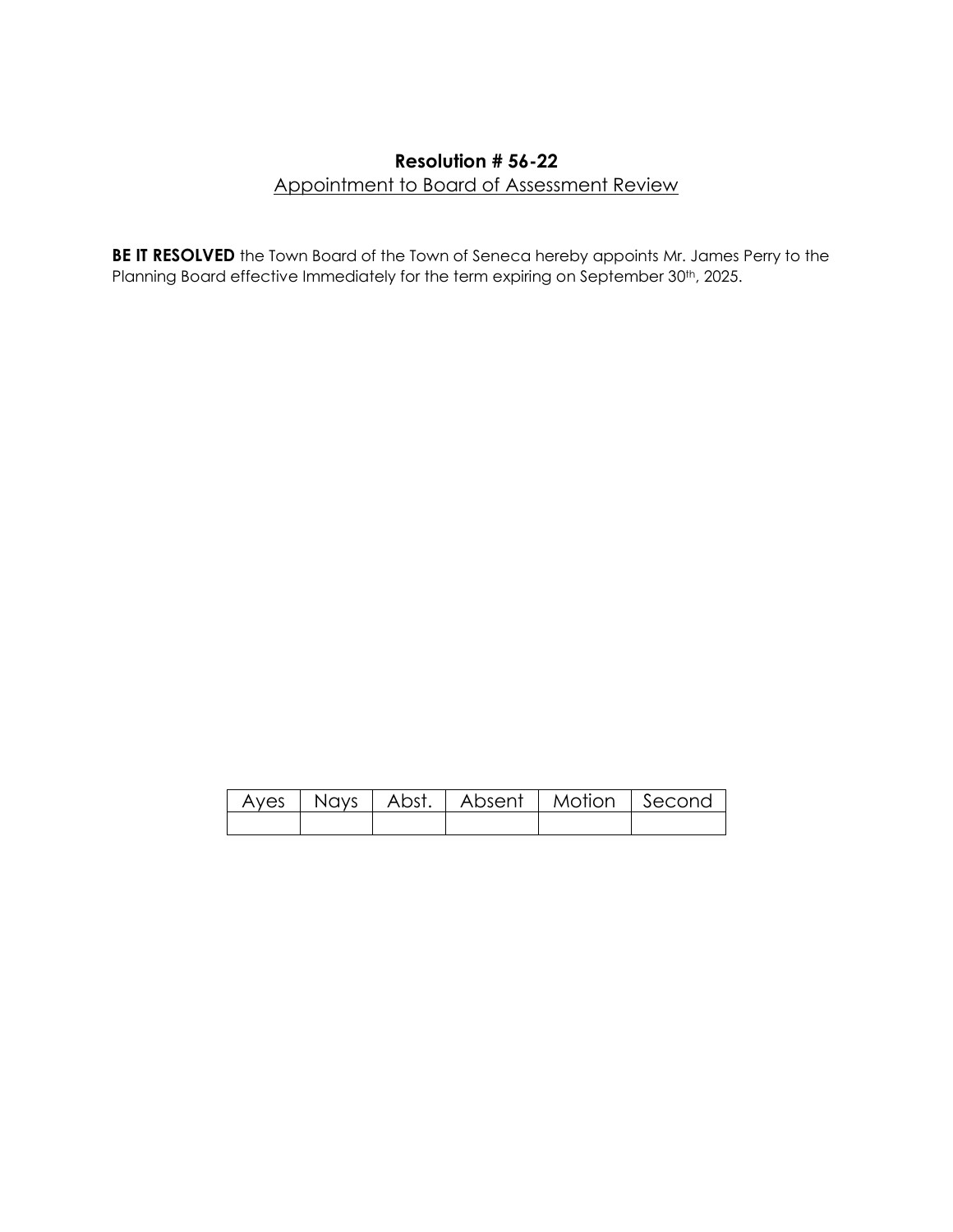**Resolution # 56-22**

Appointment to Board of Assessment Review

**BE IT RESOLVED** the Town Board of the Town of Seneca hereby appoints Mr. James Perry to the Planning Board effective Immediately for the term expiring on September 30th, 2025.

| Ayes | Nays | Abst. | Absent | Motion | Second |
| --- | --- | --- | --- | --- | --- |
| | | | | | |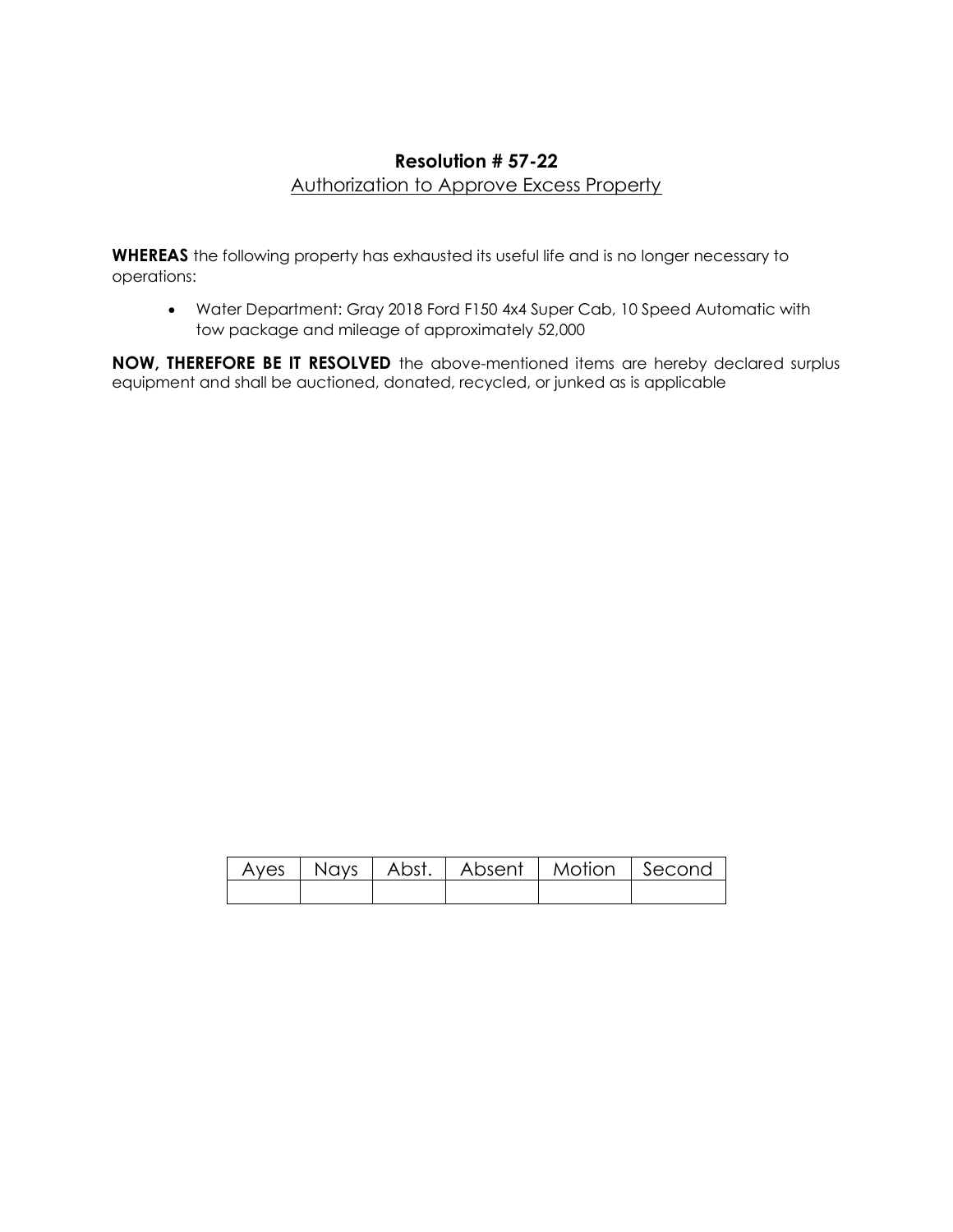# Resolution # 57-22

Authorization to Approve Excess Property

**WHEREAS** the following property has exhausted its useful life and is no longer necessary to operations:

- Water Department: Gray 2018 Ford F150 4x4 Super Cab, 10 Speed Automatic with tow package and mileage of approximately 52,000

**NOW, THEREFORE BE IT RESOLVED** the above-mentioned items are hereby declared surplus equipment and shall be auctioned, donated, recycled, or junked as is applicable

| Ayes | Nays | Abst. | Absent | Motion | Second |
|---|---|---|---|---|---|
| | | | | | |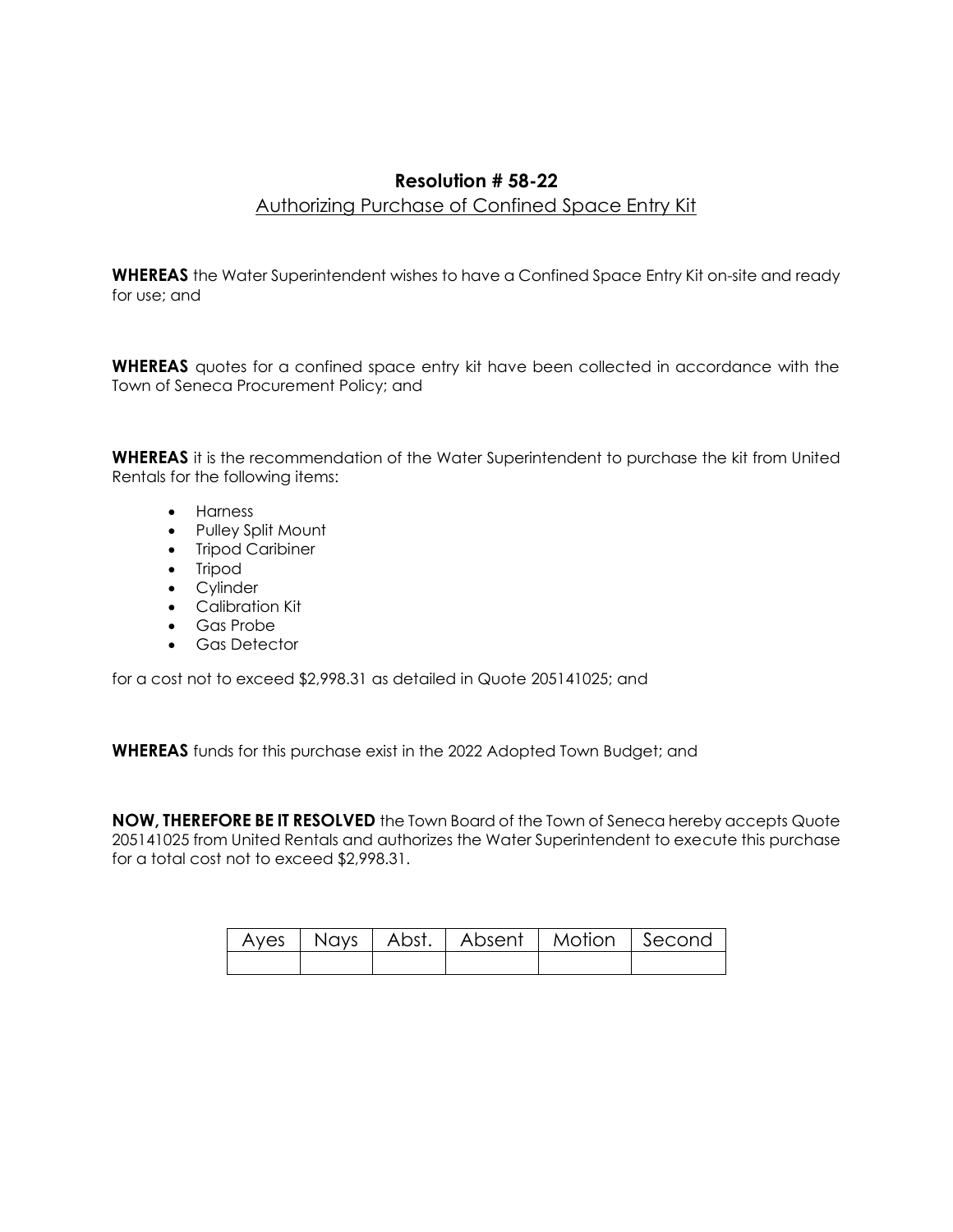## Resolution # 58-22

Authorizing Purchase of Confined Space Entry Kit

**WHEREAS** the Water Superintendent wishes to have a Confined Space Entry Kit on-site and ready for use; and

**WHEREAS** quotes for a confined space entry kit have been collected in accordance with the Town of Seneca Procurement Policy; and

**WHEREAS** it is the recommendation of the Water Superintendent to purchase the kit from United Rentals for the following items:

- Harness
- Pulley Split Mount
- Tripod Caribiner
- Tripod
- Cylinder
- Calibration Kit
- Gas Probe
- Gas Detector

for a cost not to exceed $2,998.31 as detailed in Quote 205141025; and

**WHEREAS** funds for this purchase exist in the 2022 Adopted Town Budget; and

**NOW, THEREFORE BE IT RESOLVED** the Town Board of the Town of Seneca hereby accepts Quote 205141025 from United Rentals and authorizes the Water Superintendent to execute this purchase for a total cost not to exceed $2,998.31.

| Ayes | Nays | Abst. | Absent | Motion | Second |
|---|---|---|---|---|---|
| | | | | | |